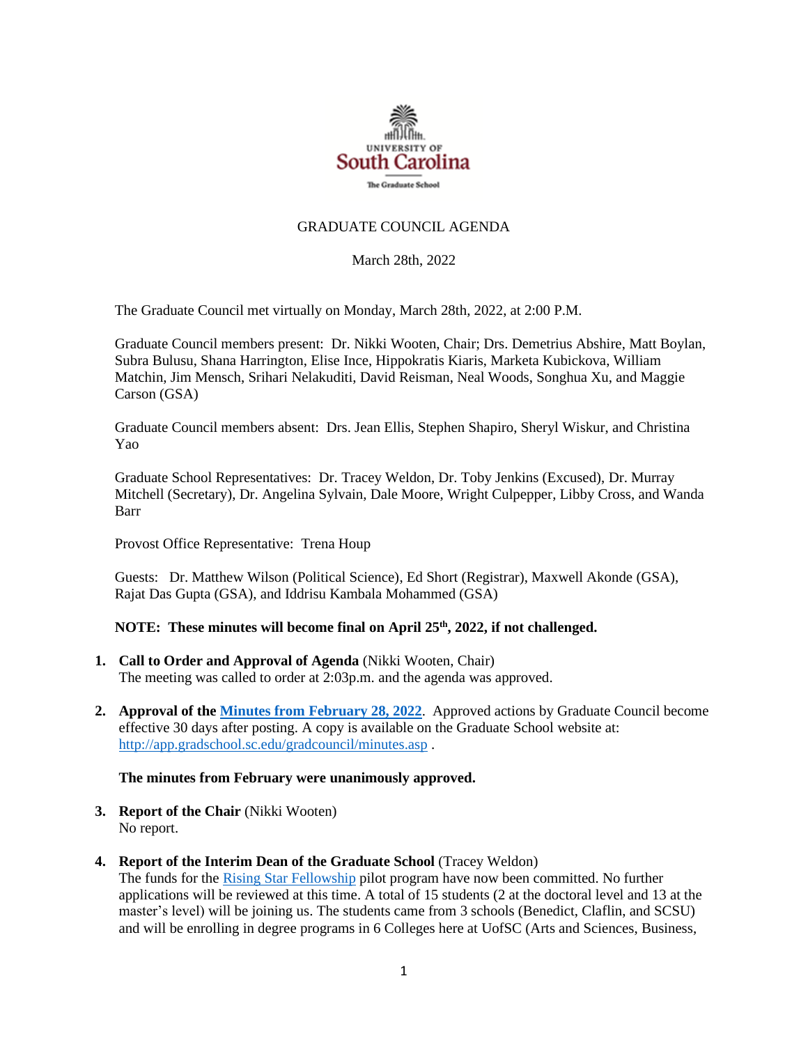UNIVERSITY OF
South Carolina
The Graduate School

# GRADUATE COUNCIL AGENDA

March 28th, 2022

The Graduate Council met virtually on Monday, March 28th, 2022, at 2:00 P.M.

Graduate Council members present: Dr. Nikki Wooten, Chair; Drs. Demetrius Abshire, Matt Boylan, Subra Bulusu, Shana Harrington, Elise Ince, Hippokratis Kiaris, Marketa Kubickova, William Matchin, Jim Mensch, Srihari Nelakuditi, David Reisman, Neal Woods, Songhua Xu, and Maggie Carson (GSA)

Graduate Council members absent: Drs. Jean Ellis, Stephen Shapiro, Sheryl Wiskur, and Christina Yao

Graduate School Representatives: Dr. Tracey Weldon, Dr. Toby Jenkins (Excused), Dr. Murray Mitchell (Secretary), Dr. Angelina Sylvain, Dale Moore, Wright Culpepper, Libby Cross, and Wanda Barr

Provost Office Representative: Trena Houp

Guests: Dr. Matthew Wilson (Political Science), Ed Short (Registrar), Maxwell Akonde (GSA), Rajat Das Gupta (GSA), and Iddrisu Kambala Mohammed (GSA)

**NOTE: These minutes will become final on April 25th, 2022, if not challenged.**

1. **Call to Order and Approval of Agenda** (Nikki Wooten, Chair)
   The meeting was called to order at 2:03p.m. and the agenda was approved.

2. **Approval of the Minutes from February 28, 2022**. Approved actions by Graduate Council become effective 30 days after posting. A copy is available on the Graduate School website at: http://app.gradschool.sc.edu/gradcouncil/minutes.asp .

   **The minutes from February were unanimously approved.**

3. **Report of the Chair** (Nikki Wooten)
   No report.

4. **Report of the Interim Dean of the Graduate School** (Tracey Weldon)
   The funds for the Rising Star Fellowship pilot program have now been committed. No further applications will be reviewed at this time. A total of 15 students (2 at the doctoral level and 13 at the master's level) will be joining us. The students came from 3 schools (Benedict, Claflin, and SCSU) and will be enrolling in degree programs in 6 Colleges here at UofSC (Arts and Sciences, Business,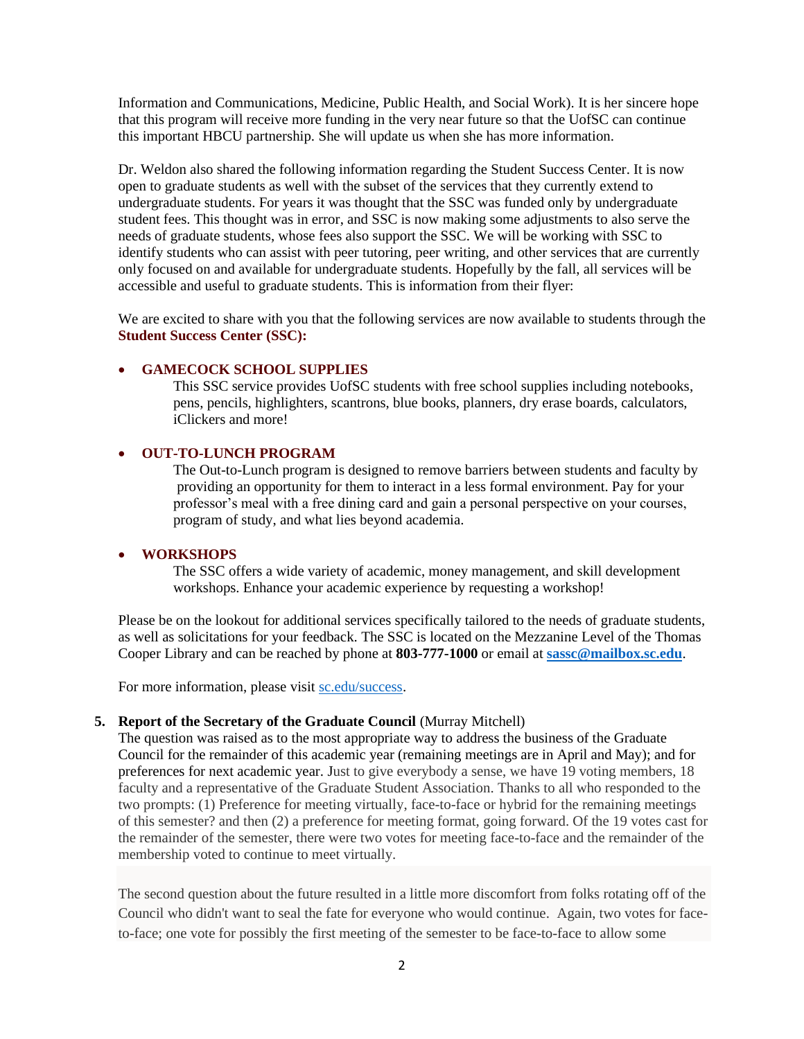Information and Communications, Medicine, Public Health, and Social Work). It is her sincere hope that this program will receive more funding in the very near future so that the UofSC can continue this important HBCU partnership. She will update us when she has more information.

Dr. Weldon also shared the following information regarding the Student Success Center. It is now open to graduate students as well with the subset of the services that they currently extend to undergraduate students. For years it was thought that the SSC was funded only by undergraduate student fees. This thought was in error, and SSC is now making some adjustments to also serve the needs of graduate students, whose fees also support the SSC. We will be working with SSC to identify students who can assist with peer tutoring, peer writing, and other services that are currently only focused on and available for undergraduate students. Hopefully by the fall, all services will be accessible and useful to graduate students. This is information from their flyer:

We are excited to share with you that the following services are now available to students through the **Student Success Center (SSC):**

- **GAMECOCK SCHOOL SUPPLIES**
  This SSC service provides UofSC students with free school supplies including notebooks, pens, pencils, highlighters, scantrons, blue books, planners, dry erase boards, calculators, iClickers and more!

- **OUT-TO-LUNCH PROGRAM**
  The Out-to-Lunch program is designed to remove barriers between students and faculty by providing an opportunity for them to interact in a less formal environment. Pay for your professor's meal with a free dining card and gain a personal perspective on your courses, program of study, and what lies beyond academia.

- **WORKSHOPS**
  The SSC offers a wide variety of academic, money management, and skill development workshops. Enhance your academic experience by requesting a workshop!

Please be on the lookout for additional services specifically tailored to the needs of graduate students, as well as solicitations for your feedback. The SSC is located on the Mezzanine Level of the Thomas Cooper Library and can be reached by phone at **803-777-1000** or email at **sassc@mailbox.sc.edu**.

For more information, please visit sc.edu/success.

5. **Report of the Secretary of the Graduate Council** (Murray Mitchell)
The question was raised as to the most appropriate way to address the business of the Graduate Council for the remainder of this academic year (remaining meetings are in April and May); and for preferences for next academic year. Just to give everybody a sense, we have 19 voting members, 18 faculty and a representative of the Graduate Student Association. Thanks to all who responded to the two prompts: (1) Preference for meeting virtually, face-to-face or hybrid for the remaining meetings of this semester? and then (2) a preference for meeting format, going forward. Of the 19 votes cast for the remainder of the semester, there were two votes for meeting face-to-face and the remainder of the membership voted to continue to meet virtually.

The second question about the future resulted in a little more discomfort from folks rotating off of the Council who didn't want to seal the fate for everyone who would continue. Again, two votes for face-to-face; one vote for possibly the first meeting of the semester to be face-to-face to allow some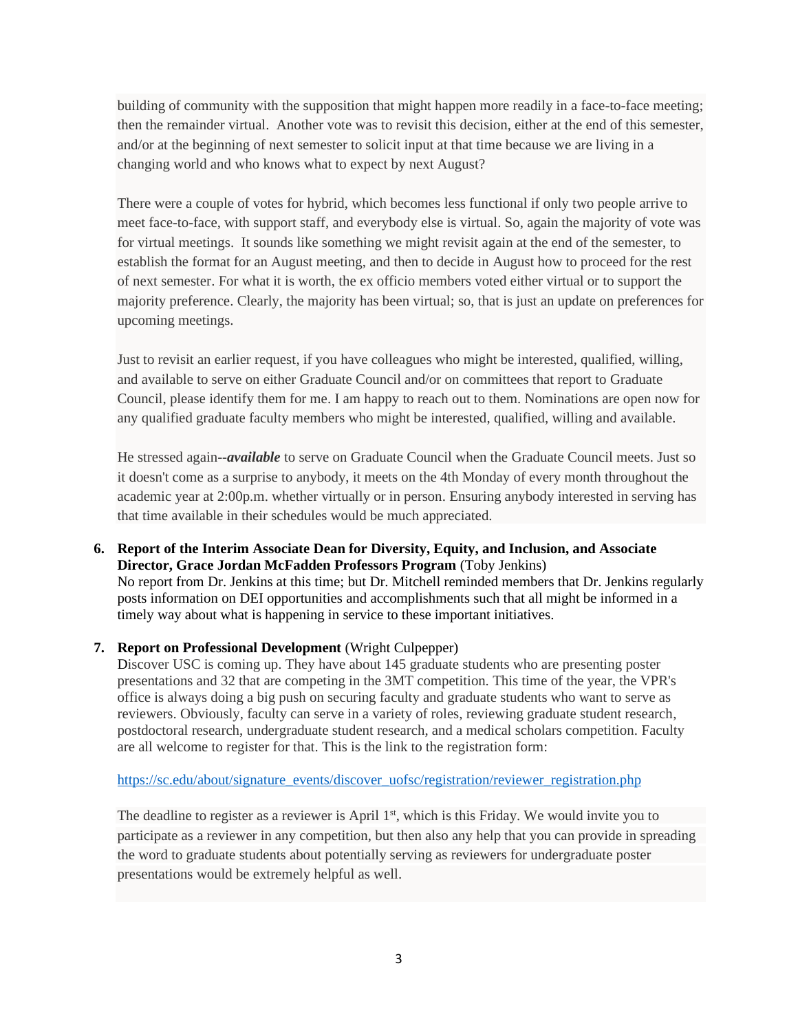building of community with the supposition that might happen more readily in a face-to-face meeting; then the remainder virtual. Another vote was to revisit this decision, either at the end of this semester, and/or at the beginning of next semester to solicit input at that time because we are living in a changing world and who knows what to expect by next August?

There were a couple of votes for hybrid, which becomes less functional if only two people arrive to meet face-to-face, with support staff, and everybody else is virtual. So, again the majority of vote was for virtual meetings. It sounds like something we might revisit again at the end of the semester, to establish the format for an August meeting, and then to decide in August how to proceed for the rest of next semester. For what it is worth, the ex officio members voted either virtual or to support the majority preference. Clearly, the majority has been virtual; so, that is just an update on preferences for upcoming meetings.

Just to revisit an earlier request, if you have colleagues who might be interested, qualified, willing, and available to serve on either Graduate Council and/or on committees that report to Graduate Council, please identify them for me. I am happy to reach out to them. Nominations are open now for any qualified graduate faculty members who might be interested, qualified, willing and available.

He stressed again--***available*** to serve on Graduate Council when the Graduate Council meets. Just so it doesn't come as a surprise to anybody, it meets on the 4th Monday of every month throughout the academic year at 2:00p.m. whether virtually or in person. Ensuring anybody interested in serving has that time available in their schedules would be much appreciated.

6. **Report of the Interim Associate Dean for Diversity, Equity, and Inclusion, and Associate Director, Grace Jordan McFadden Professors Program** (Toby Jenkins)
   No report from Dr. Jenkins at this time; but Dr. Mitchell reminded members that Dr. Jenkins regularly posts information on DEI opportunities and accomplishments such that all might be informed in a timely way about what is happening in service to these important initiatives.

7. **Report on Professional Development** (Wright Culpepper)
   Discover USC is coming up. They have about 145 graduate students who are presenting poster presentations and 32 that are competing in the 3MT competition. This time of the year, the VPR's office is always doing a big push on securing faculty and graduate students who want to serve as reviewers. Obviously, faculty can serve in a variety of roles, reviewing graduate student research, postdoctoral research, undergraduate student research, and a medical scholars competition. Faculty are all welcome to register for that. This is the link to the registration form:

   https://sc.edu/about/signature_events/discover_uofsc/registration/reviewer_registration.php

   The deadline to register as a reviewer is April 1st, which is this Friday. We would invite you to participate as a reviewer in any competition, but then also any help that you can provide in spreading the word to graduate students about potentially serving as reviewers for undergraduate poster presentations would be extremely helpful as well.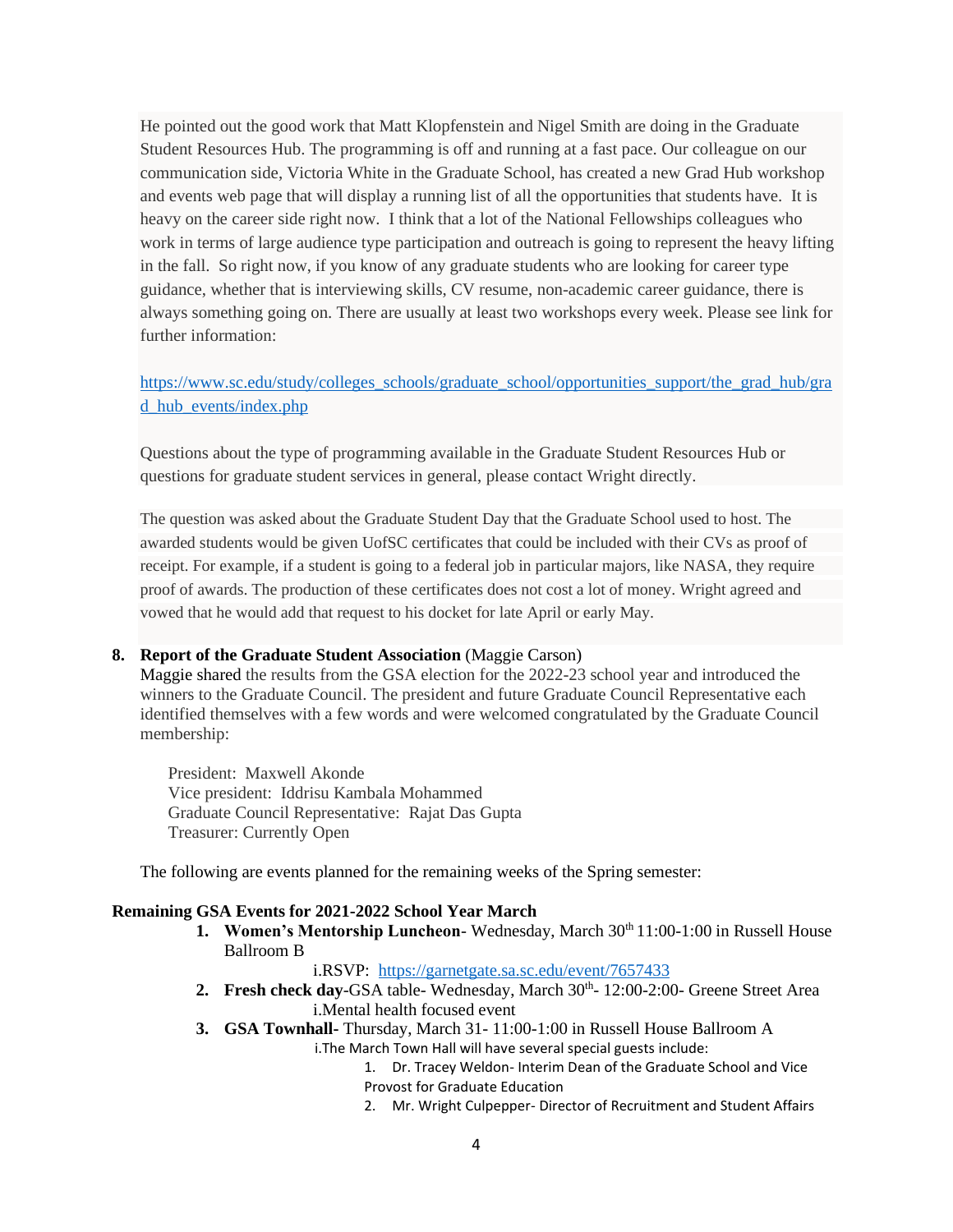He pointed out the good work that Matt Klopfenstein and Nigel Smith are doing in the Graduate Student Resources Hub. The programming is off and running at a fast pace. Our colleague on our communication side, Victoria White in the Graduate School, has created a new Grad Hub workshop and events web page that will display a running list of all the opportunities that students have. It is heavy on the career side right now. I think that a lot of the National Fellowships colleagues who work in terms of large audience type participation and outreach is going to represent the heavy lifting in the fall. So right now, if you know of any graduate students who are looking for career type guidance, whether that is interviewing skills, CV resume, non-academic career guidance, there is always something going on. There are usually at least two workshops every week. Please see link for further information:

https://www.sc.edu/study/colleges_schools/graduate_school/opportunities_support/the_grad_hub/grad_hub_events/index.php

Questions about the type of programming available in the Graduate Student Resources Hub or questions for graduate student services in general, please contact Wright directly.

The question was asked about the Graduate Student Day that the Graduate School used to host. The awarded students would be given UofSC certificates that could be included with their CVs as proof of receipt. For example, if a student is going to a federal job in particular majors, like NASA, they require proof of awards. The production of these certificates does not cost a lot of money. Wright agreed and vowed that he would add that request to his docket for late April or early May.

**8. Report of the Graduate Student Association** (Maggie Carson)

Maggie shared the results from the GSA election for the 2022-23 school year and introduced the winners to the Graduate Council. The president and future Graduate Council Representative each identified themselves with a few words and were welcomed congratulated by the Graduate Council membership:

President: Maxwell Akonde
Vice president: Iddrisu Kambala Mohammed
Graduate Council Representative: Rajat Das Gupta
Treasurer: Currently Open

The following are events planned for the remaining weeks of the Spring semester:

**Remaining GSA Events for 2021-2022 School Year March**

1. **Women's Mentorship Luncheon**- Wednesday, March 30th 11:00-1:00 in Russell House Ballroom B
   i. RSVP: https://garnetgate.sa.sc.edu/event/7657433
2. **Fresh check day**-GSA table- Wednesday, March 30th- 12:00-2:00- Greene Street Area
   i. Mental health focused event
3. **GSA Townhall**- Thursday, March 31- 11:00-1:00 in Russell House Ballroom A
   i. The March Town Hall will have several special guests include:
      1. Dr. Tracey Weldon- Interim Dean of the Graduate School and Vice Provost for Graduate Education
      2. Mr. Wright Culpepper- Director of Recruitment and Student Affairs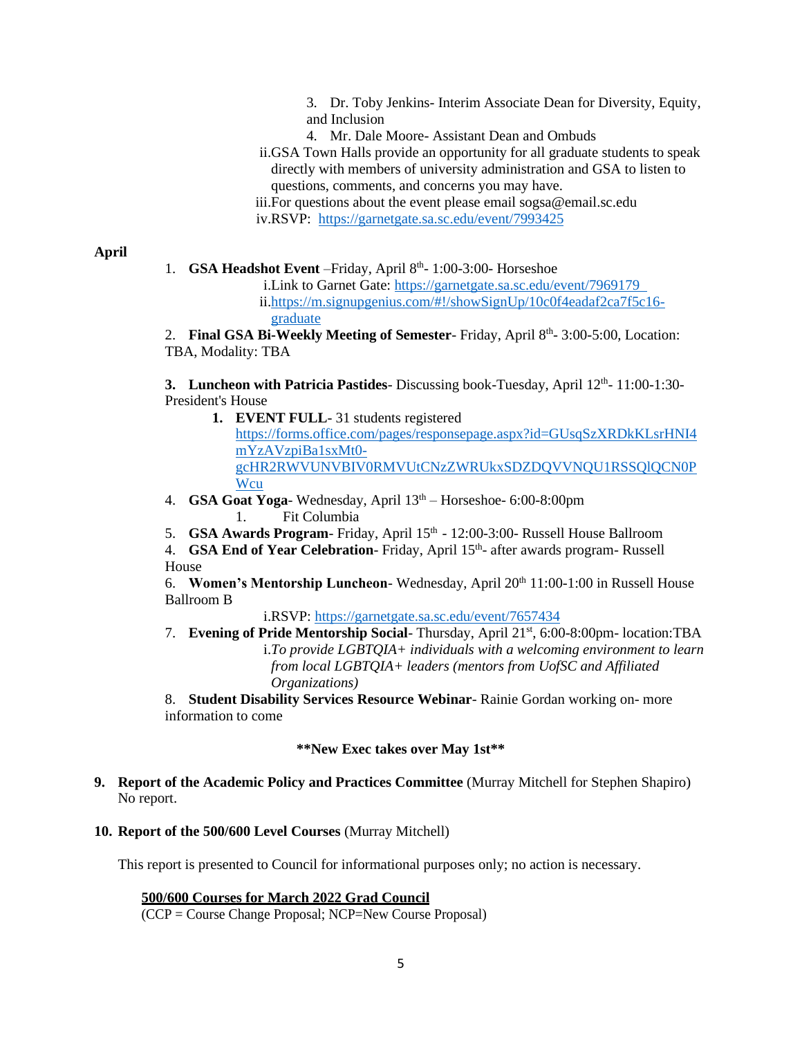3. Dr. Toby Jenkins- Interim Associate Dean for Diversity, Equity, and Inclusion
4. Mr. Dale Moore- Assistant Dean and Ombuds

ii. GSA Town Halls provide an opportunity for all graduate students to speak directly with members of university administration and GSA to listen to questions, comments, and concerns you may have.

iii. For questions about the event please email sogsa@email.sc.edu

iv. RSVP: https://garnetgate.sa.sc.edu/event/7993425

**April**

1. **GSA Headshot Event** –Friday, April 8th- 1:00-3:00- Horseshoe
   i. Link to Garnet Gate: https://garnetgate.sa.sc.edu/event/7969179
   ii. https://m.signupgenius.com/#!/showSignUp/10c0f4eadaf2ca7f5c16-graduate

2. **Final GSA Bi-Weekly Meeting of Semester**- Friday, April 8th- 3:00-5:00, Location: TBA, Modality: TBA

3. **Luncheon with Patricia Pastides**- Discussing book-Tuesday, April 12th- 11:00-1:30- President's House
   1. **EVENT FULL**- 31 students registered https://forms.office.com/pages/responsepage.aspx?id=GUsqSzXRDkKLsrHNI4mYzAVzpiBa1sxMt0-gcHR2RWVUNVBIV0RMVUtCNzZWRUkxSDZDQVVNQU1RSSQlQCN0PWcu

4. **GSA Goat Yoga**- Wednesday, April 13th – Horseshoe- 6:00-8:00pm
   1. Fit Columbia

5. **GSA Awards Program**- Friday, April 15th - 12:00-3:00- Russell House Ballroom

4. **GSA End of Year Celebration**- Friday, April 15th- after awards program- Russell House

6. **Women's Mentorship Luncheon**- Wednesday, April 20th 11:00-1:00 in Russell House Ballroom B
   i. RSVP: https://garnetgate.sa.sc.edu/event/7657434

7. **Evening of Pride Mentorship Social**- Thursday, April 21st, 6:00-8:00pm- location:TBA
   i. *To provide LGBTQIA+ individuals with a welcoming environment to learn from local LGBTQIA+ leaders (mentors from UofSC and Affiliated Organizations)*

8. **Student Disability Services Resource Webinar**- Rainie Gordan working on- more information to come

**\*\*New Exec takes over May 1st\*\***

**9. Report of the Academic Policy and Practices Committee** (Murray Mitchell for Stephen Shapiro)
No report.

**10. Report of the 500/600 Level Courses** (Murray Mitchell)

This report is presented to Council for informational purposes only; no action is necessary.

**500/600 Courses for March 2022 Grad Council**
(CCP = Course Change Proposal; NCP=New Course Proposal)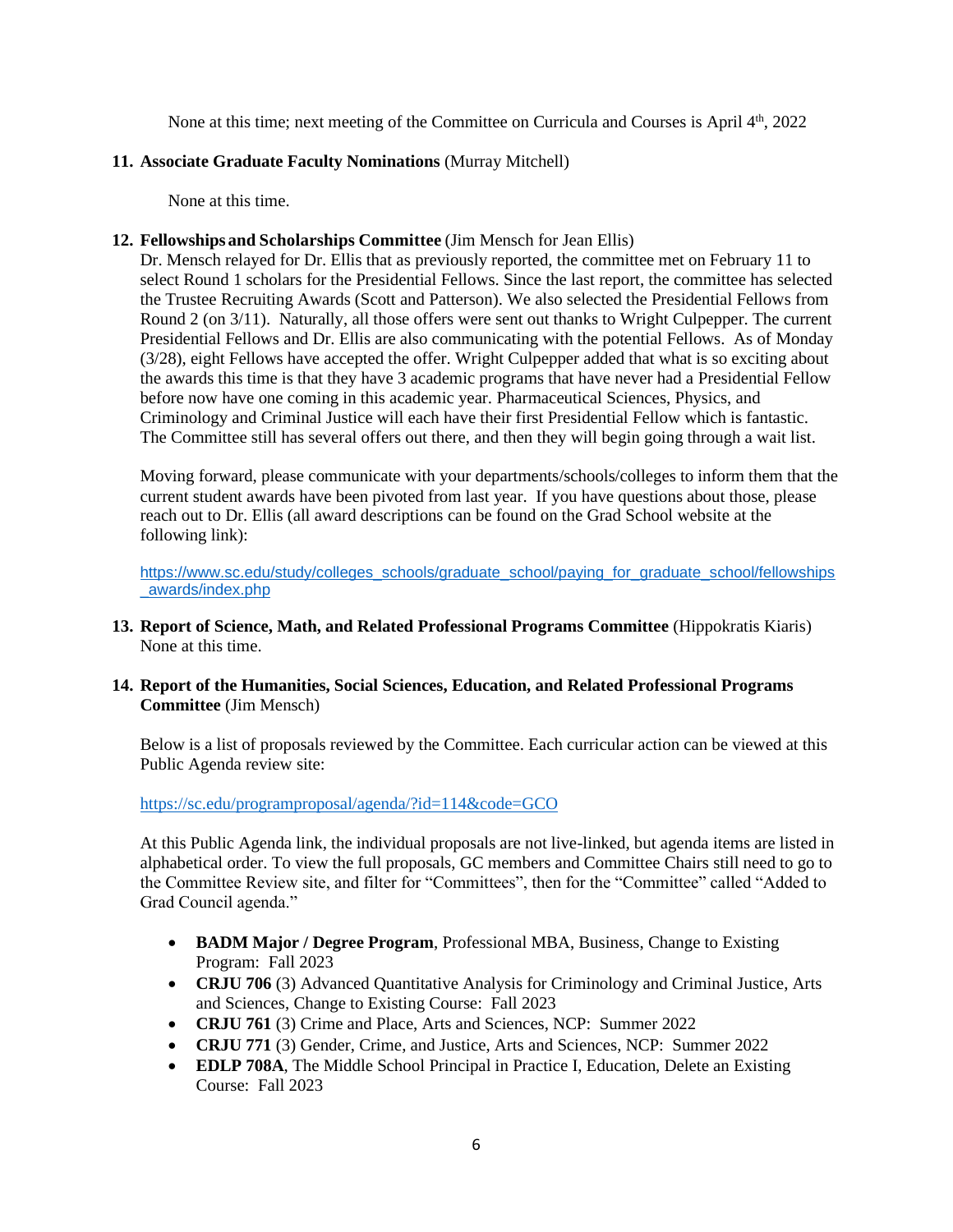None at this time; next meeting of the Committee on Curricula and Courses is April 4th, 2022

**11. Associate Graduate Faculty Nominations** (Murray Mitchell)

None at this time.

**12. Fellowships and Scholarships Committee** (Jim Mensch for Jean Ellis)

Dr. Mensch relayed for Dr. Ellis that as previously reported, the committee met on February 11 to select Round 1 scholars for the Presidential Fellows. Since the last report, the committee has selected the Trustee Recruiting Awards (Scott and Patterson). We also selected the Presidential Fellows from Round 2 (on 3/11). Naturally, all those offers were sent out thanks to Wright Culpepper. The current Presidential Fellows and Dr. Ellis are also communicating with the potential Fellows. As of Monday (3/28), eight Fellows have accepted the offer. Wright Culpepper added that what is so exciting about the awards this time is that they have 3 academic programs that have never had a Presidential Fellow before now have one coming in this academic year. Pharmaceutical Sciences, Physics, and Criminology and Criminal Justice will each have their first Presidential Fellow which is fantastic. The Committee still has several offers out there, and then they will begin going through a wait list.

Moving forward, please communicate with your departments/schools/colleges to inform them that the current student awards have been pivoted from last year. If you have questions about those, please reach out to Dr. Ellis (all award descriptions can be found on the Grad School website at the following link):

https://www.sc.edu/study/colleges_schools/graduate_school/paying_for_graduate_school/fellowships_awards/index.php

**13. Report of Science, Math, and Related Professional Programs Committee** (Hippokratis Kiaris)

None at this time.

**14. Report of the Humanities, Social Sciences, Education, and Related Professional Programs Committee** (Jim Mensch)

Below is a list of proposals reviewed by the Committee. Each curricular action can be viewed at this Public Agenda review site:

https://sc.edu/programproposal/agenda/?id=114&code=GCO

At this Public Agenda link, the individual proposals are not live-linked, but agenda items are listed in alphabetical order. To view the full proposals, GC members and Committee Chairs still need to go to the Committee Review site, and filter for "Committees", then for the "Committee" called "Added to Grad Council agenda."

- **BADM Major / Degree Program**, Professional MBA, Business, Change to Existing Program: Fall 2023
- **CRJU 706** (3) Advanced Quantitative Analysis for Criminology and Criminal Justice, Arts and Sciences, Change to Existing Course: Fall 2023
- **CRJU 761** (3) Crime and Place, Arts and Sciences, NCP: Summer 2022
- **CRJU 771** (3) Gender, Crime, and Justice, Arts and Sciences, NCP: Summer 2022
- **EDLP 708A**, The Middle School Principal in Practice I, Education, Delete an Existing Course: Fall 2023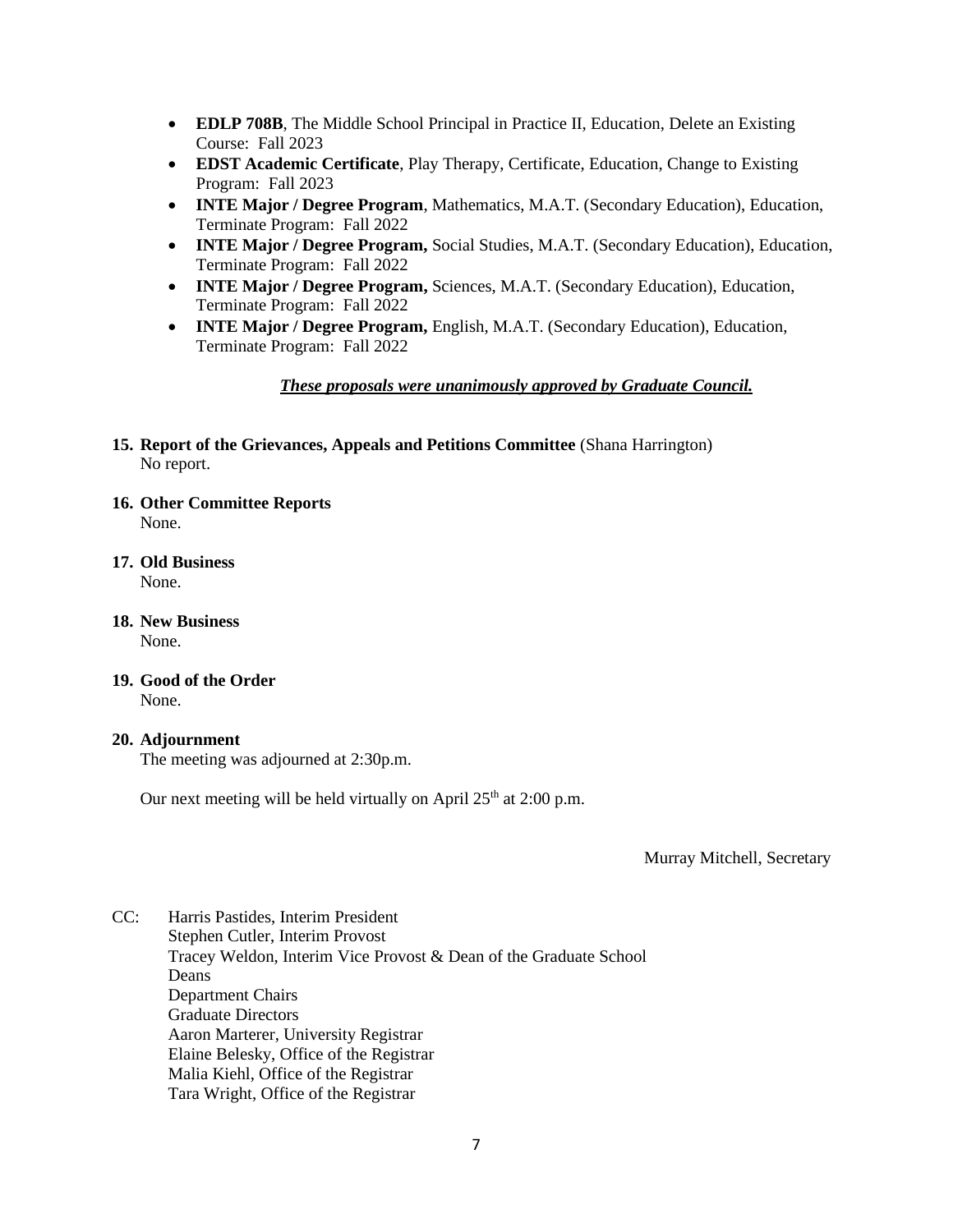- **EDLP 708B**, The Middle School Principal in Practice II, Education, Delete an Existing Course: Fall 2023
- **EDST Academic Certificate**, Play Therapy, Certificate, Education, Change to Existing Program: Fall 2023
- **INTE Major / Degree Program**, Mathematics, M.A.T. (Secondary Education), Education, Terminate Program: Fall 2022
- **INTE Major / Degree Program,** Social Studies, M.A.T. (Secondary Education), Education, Terminate Program: Fall 2022
- **INTE Major / Degree Program,** Sciences, M.A.T. (Secondary Education), Education, Terminate Program: Fall 2022
- **INTE Major / Degree Program,** English, M.A.T. (Secondary Education), Education, Terminate Program: Fall 2022

***These proposals were unanimously approved by Graduate Council.***

**15. Report of the Grievances, Appeals and Petitions Committee** (Shana Harrington)
No report.

**16. Other Committee Reports**
None.

**17. Old Business**
None.

**18. New Business**
None.

**19. Good of the Order**
None.

**20. Adjournment**
The meeting was adjourned at 2:30p.m.

Our next meeting will be held virtually on April 25th at 2:00 p.m.

Murray Mitchell, Secretary

CC: Harris Pastides, Interim President
Stephen Cutler, Interim Provost
Tracey Weldon, Interim Vice Provost & Dean of the Graduate School
Deans
Department Chairs
Graduate Directors
Aaron Marterer, University Registrar
Elaine Belesky, Office of the Registrar
Malia Kiehl, Office of the Registrar
Tara Wright, Office of the Registrar